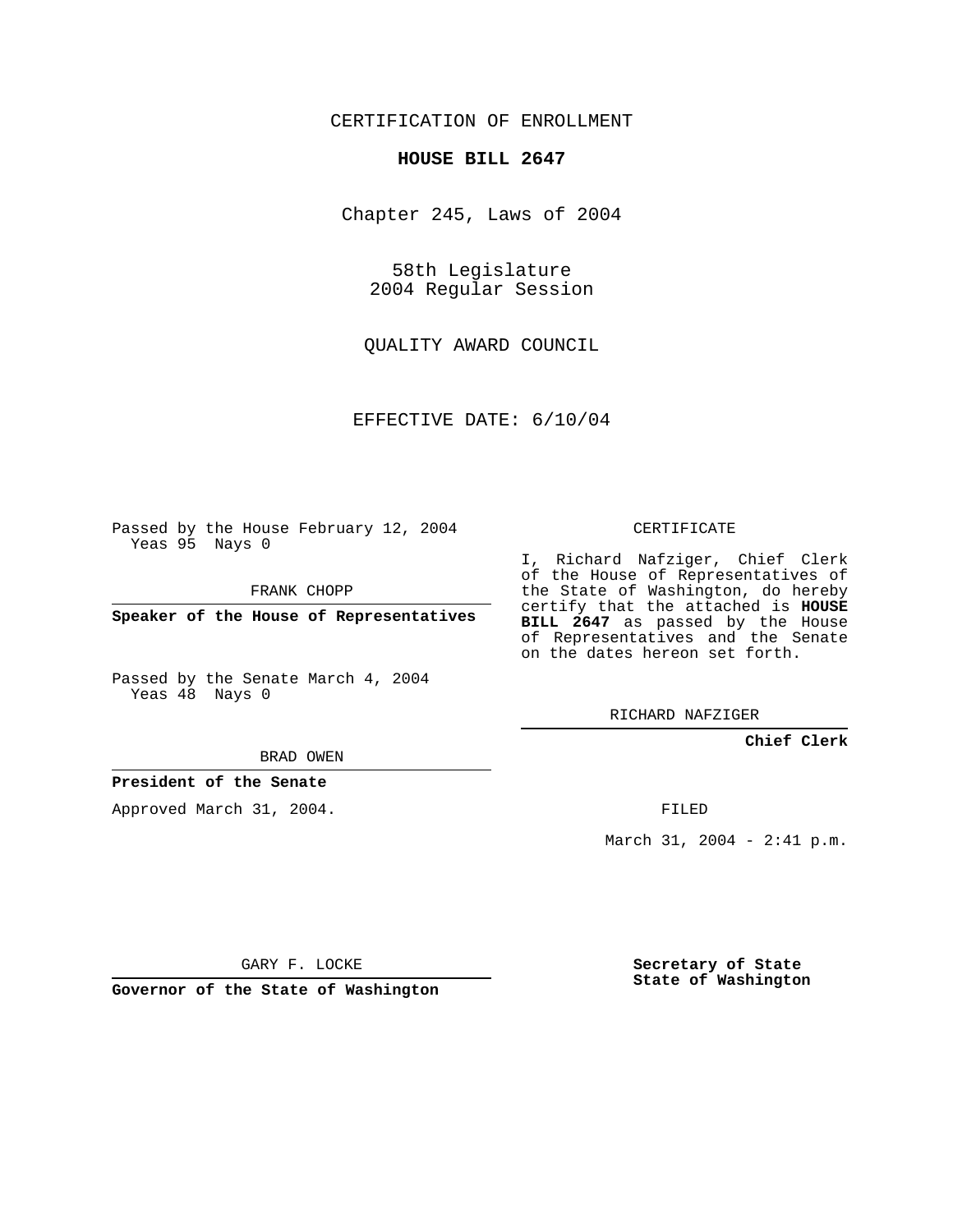CERTIFICATION OF ENROLLMENT

# HOUSE BILL 2647

Chapter 245, Laws of 2004

58th Legislature
2004 Regular Session

QUALITY AWARD COUNCIL

EFFECTIVE DATE: 6/10/04

Passed by the House February 12, 2004
Yeas 95 Nays 0

FRANK CHOPP

**Speaker of the House of Representatives**

Passed by the Senate March 4, 2004
Yeas 48 Nays 0

BRAD OWEN

**President of the Senate**

Approved March 31, 2004.

GARY F. LOCKE

**Governor of the State of Washington**

CERTIFICATE

I, Richard Nafziger, Chief Clerk of the House of Representatives of the State of Washington, do hereby certify that the attached is **HOUSE BILL 2647** as passed by the House of Representatives and the Senate on the dates hereon set forth.

RICHARD NAFZIGER

**Chief Clerk**

FILED

March 31, 2004 - 2:41 p.m.

**Secretary of State**
**State of Washington**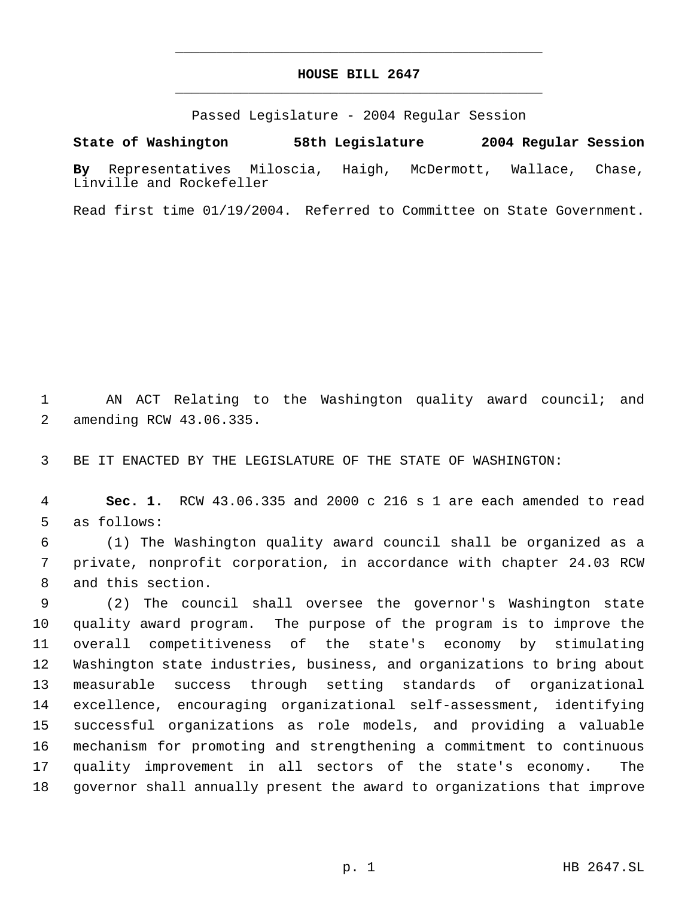**HOUSE BILL 2647**

Passed Legislature - 2004 Regular Session

**State of Washington 58th Legislature 2004 Regular Session**

**By** Representatives Miloscia, Haigh, McDermott, Wallace, Chase, Linville and Rockefeller

Read first time 01/19/2004. Referred to Committee on State Government.

AN ACT Relating to the Washington quality award council; and amending RCW 43.06.335.

BE IT ENACTED BY THE LEGISLATURE OF THE STATE OF WASHINGTON:

**Sec. 1.** RCW 43.06.335 and 2000 c 216 s 1 are each amended to read as follows:

(1) The Washington quality award council shall be organized as a private, nonprofit corporation, in accordance with chapter 24.03 RCW and this section.

(2) The council shall oversee the governor's Washington state quality award program. The purpose of the program is to improve the overall competitiveness of the state's economy by stimulating Washington state industries, business, and organizations to bring about measurable success through setting standards of organizational excellence, encouraging organizational self-assessment, identifying successful organizations as role models, and providing a valuable mechanism for promoting and strengthening a commitment to continuous quality improvement in all sectors of the state's economy. The governor shall annually present the award to organizations that improve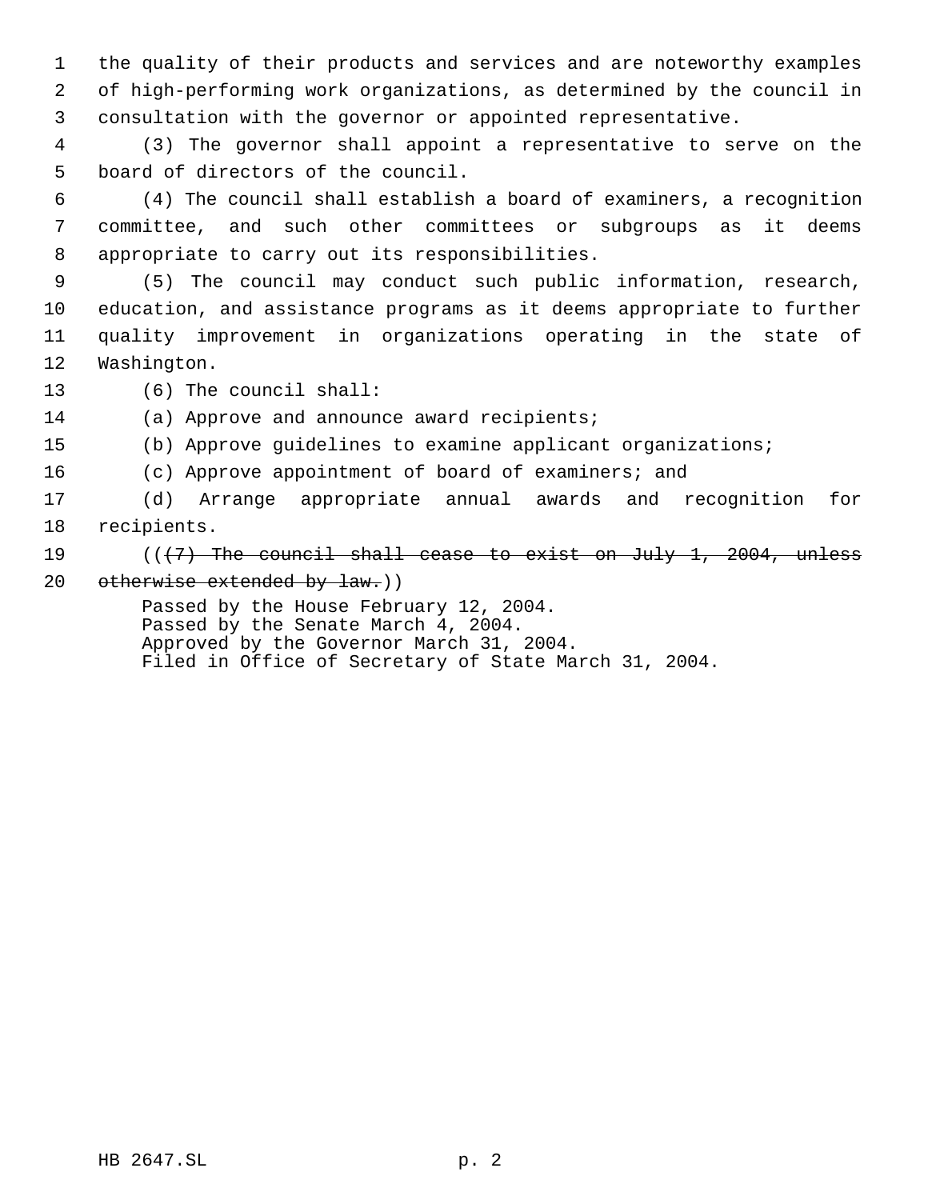the quality of their products and services and are noteworthy examples of high-performing work organizations, as determined by the council in consultation with the governor or appointed representative.

(3) The governor shall appoint a representative to serve on the board of directors of the council.

(4) The council shall establish a board of examiners, a recognition committee, and such other committees or subgroups as it deems appropriate to carry out its responsibilities.

(5) The council may conduct such public information, research, education, and assistance programs as it deems appropriate to further quality improvement in organizations operating in the state of Washington.

(6) The council shall:

(a) Approve and announce award recipients;

(b) Approve guidelines to examine applicant organizations;

(c) Approve appointment of board of examiners; and

(d) Arrange appropriate annual awards and recognition for recipients.

((~~(7) The council shall cease to exist on July 1, 2004, unless otherwise extended by law.~~))

Passed by the House February 12, 2004.
Passed by the Senate March 4, 2004.
Approved by the Governor March 31, 2004.
Filed in Office of Secretary of State March 31, 2004.